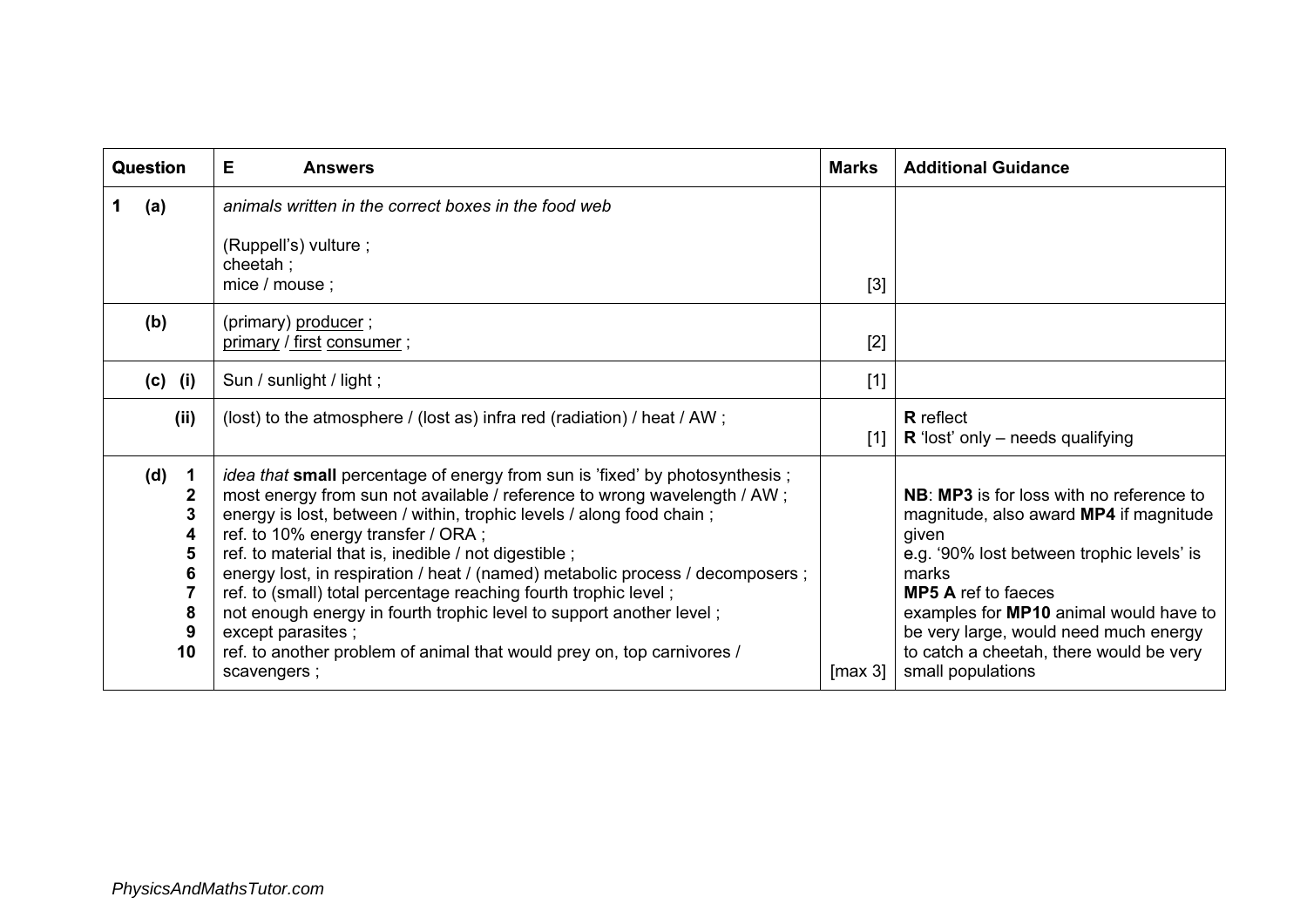| Question | E Answers | Marks | Additional Guidance |
|---|---|---|---|
| 1 (a) | *animals written in the correct boxes in the food web*<br><br>(Ruppell's) vulture ;<br>cheetah ;<br>mice / mouse ; | [3] | |
| (b) | (primary) <u>producer</u> ;<br><u>primary</u> / <u>first</u> <u>consumer</u> ; | [2] | |
| (c) (i) | Sun / sunlight / light ; | [1] | |
| (ii) | (lost) to the atmosphere / (lost as) infra red (radiation) / heat / AW ; | [1] | **R** reflect<br>**R** 'lost' only – needs qualifying |
| (d) 1<br>2<br>3<br>4<br>5<br>6<br>7<br>8<br>9<br>10 | *idea that* **small** percentage of energy from sun is 'fixed' by photosynthesis ;<br>most energy from sun not available / reference to wrong wavelength / AW ;<br>energy is lost, between / within, trophic levels / along food chain ;<br>ref. to 10% energy transfer / ORA ;<br>ref. to material that is, inedible / not digestible ;<br>energy lost, in respiration / heat / (named) metabolic process / decomposers ;<br>ref. to (small) total percentage reaching fourth trophic level ;<br>not enough energy in fourth trophic level to support another level ;<br>except parasites ;<br>ref. to another problem of animal that would prey on, top carnivores / scavengers ; | [max 3] | **NB**: **MP3** is for loss with no reference to magnitude, also award **MP4** if magnitude given<br>e.g. '90% lost between trophic levels' is marks<br>**MP5 A** ref to faeces<br>examples for **MP10** animal would have to be very large, would need much energy to catch a cheetah, there would be very small populations |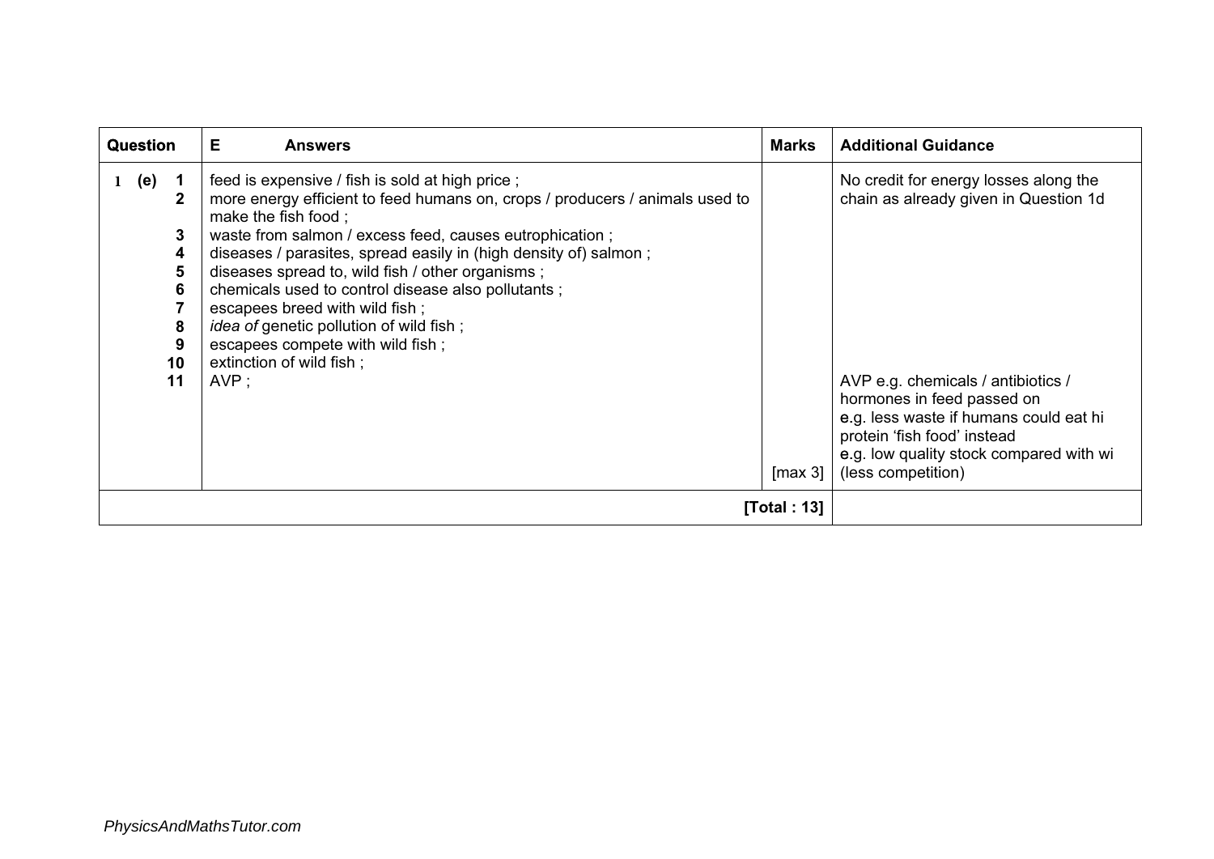| Question | E Answers | Marks | Additional Guidance |
|---|---|---|---|
| 1 (e) 1<br>2<br><br>3<br>4<br>5<br>6<br>7<br>8<br>9<br>10<br>11 | feed is expensive / fish is sold at high price ;<br>more energy efficient to feed humans on, crops / producers / animals used to make the fish food ;<br>waste from salmon / excess feed, causes eutrophication ;<br>diseases / parasites, spread easily in (high density of) salmon ;<br>diseases spread to, wild fish / other organisms ;<br>chemicals used to control disease also pollutants ;<br>escapees breed with wild fish ;<br>*idea of* genetic pollution of wild fish ;<br>escapees compete with wild fish ;<br>extinction of wild fish ;<br>AVP ; | [max 3] | No credit for energy losses along the chain as already given in Question 1d<br><br>AVP e.g. chemicals / antibiotics / hormones in feed passed on<br>e.g. less waste if humans could eat hi protein 'fish food' instead<br>e.g. low quality stock compared with wi (less competition) |
| | | **[Total : 13]** | |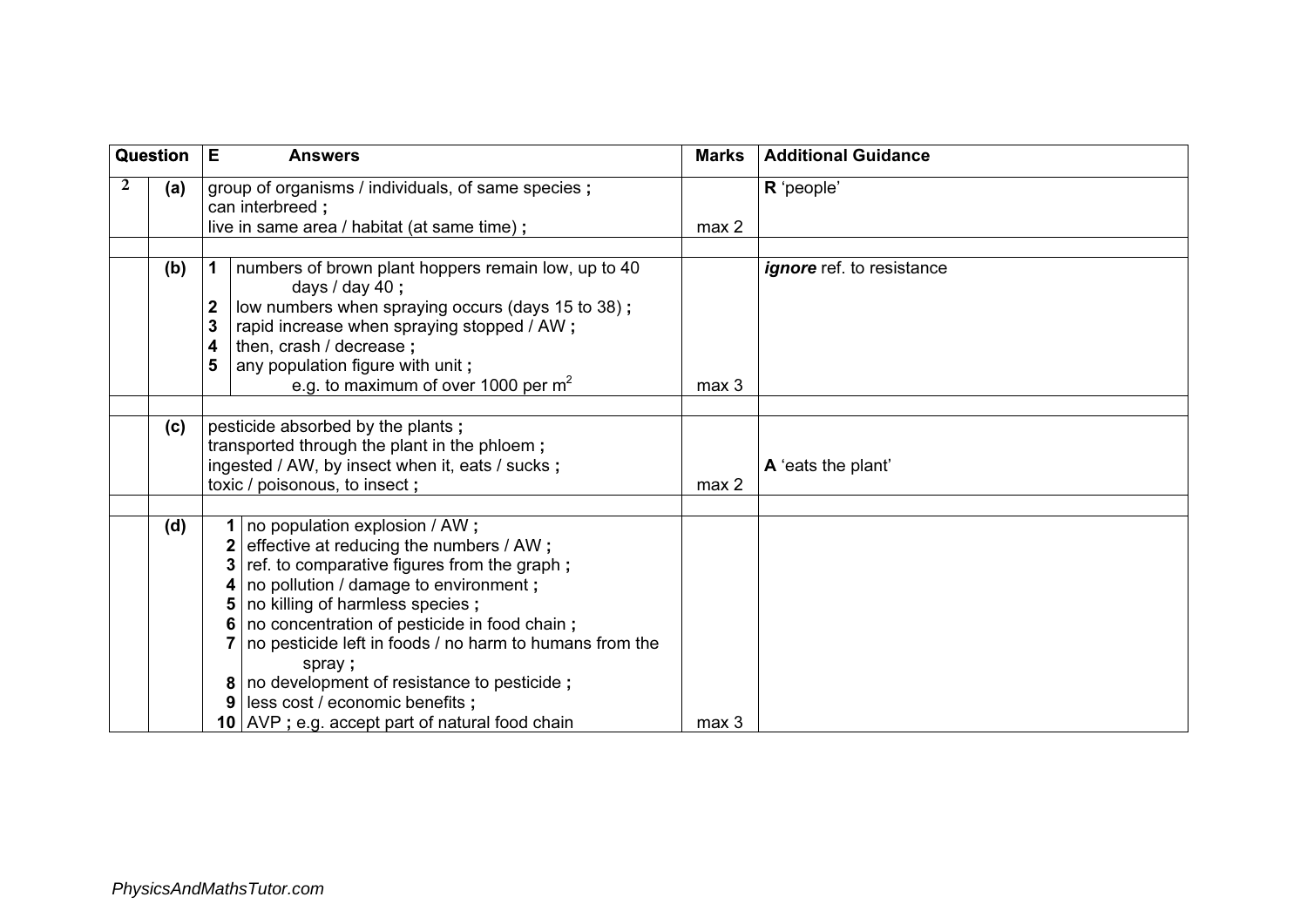| Question | | E Answers | Marks | Additional Guidance |
|---|---|---|---|---|
| 2 | (a) | group of organisms / individuals, of same species ;<br>can interbreed ;<br>live in same area / habitat (at same time) ; | max 2 | **R** 'people' |
| | | | | |
| | (b) | **1** numbers of brown plant hoppers remain low, up to 40 days / day 40 ;<br>**2** low numbers when spraying occurs (days 15 to 38) ;<br>**3** rapid increase when spraying stopped / AW ;<br>**4** then, crash / decrease ;<br>**5** any population figure with unit ;<br>e.g. to maximum of over 1000 per $m^2$ | max 3 | ***ignore*** ref. to resistance |
| | | | | |
| | (c) | pesticide absorbed by the plants ;<br>transported through the plant in the phloem ;<br>ingested / AW, by insect when it, eats / sucks ;<br>toxic / poisonous, to insect ; | max 2 | **A** 'eats the plant' |
| | | | | |
| | (d) | **1** no population explosion / AW ;<br>**2** effective at reducing the numbers / AW ;<br>**3** ref. to comparative figures from the graph ;<br>**4** no pollution / damage to environment ;<br>**5** no killing of harmless species ;<br>**6** no concentration of pesticide in food chain ;<br>**7** no pesticide left in foods / no harm to humans from the spray ;<br>**8** no development of resistance to pesticide ;<br>**9** less cost / economic benefits ;<br>**10** AVP ; e.g. accept part of natural food chain | max 3 | |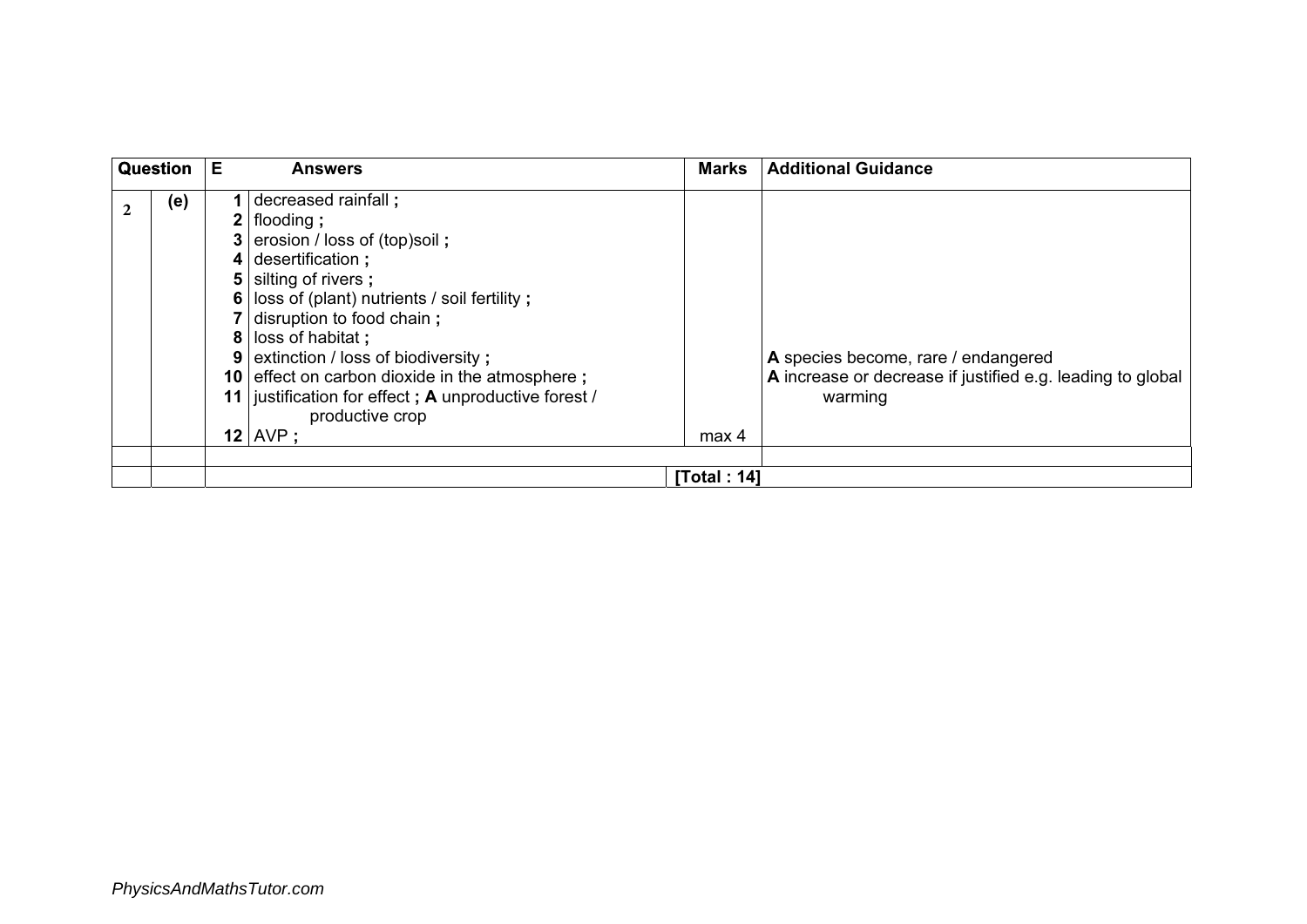| Question | | E | Answers | Marks | Additional Guidance |
|---|---|---|---|---|---|
| 2 | (e) | 1 | decreased rainfall ; | | |
| | | 2 | flooding ; | | |
| | | 3 | erosion / loss of (top)soil ; | | |
| | | 4 | desertification ; | | |
| | | 5 | silting of rivers ; | | |
| | | 6 | loss of (plant) nutrients / soil fertility ; | | |
| | | 7 | disruption to food chain ; | | |
| | | 8 | loss of habitat ; | | |
| | | 9 | extinction / loss of biodiversity ; | | **A** species become, rare / endangered |
| | | 10 | effect on carbon dioxide in the atmosphere ; | | **A** increase or decrease if justified e.g. leading to global warming |
| | | 11 | justification for effect ; **A** unproductive forest / productive crop | | |
| | | 12 | AVP ; | max 4 | |
| | | | | | |
| | | | | [Total : 14] | |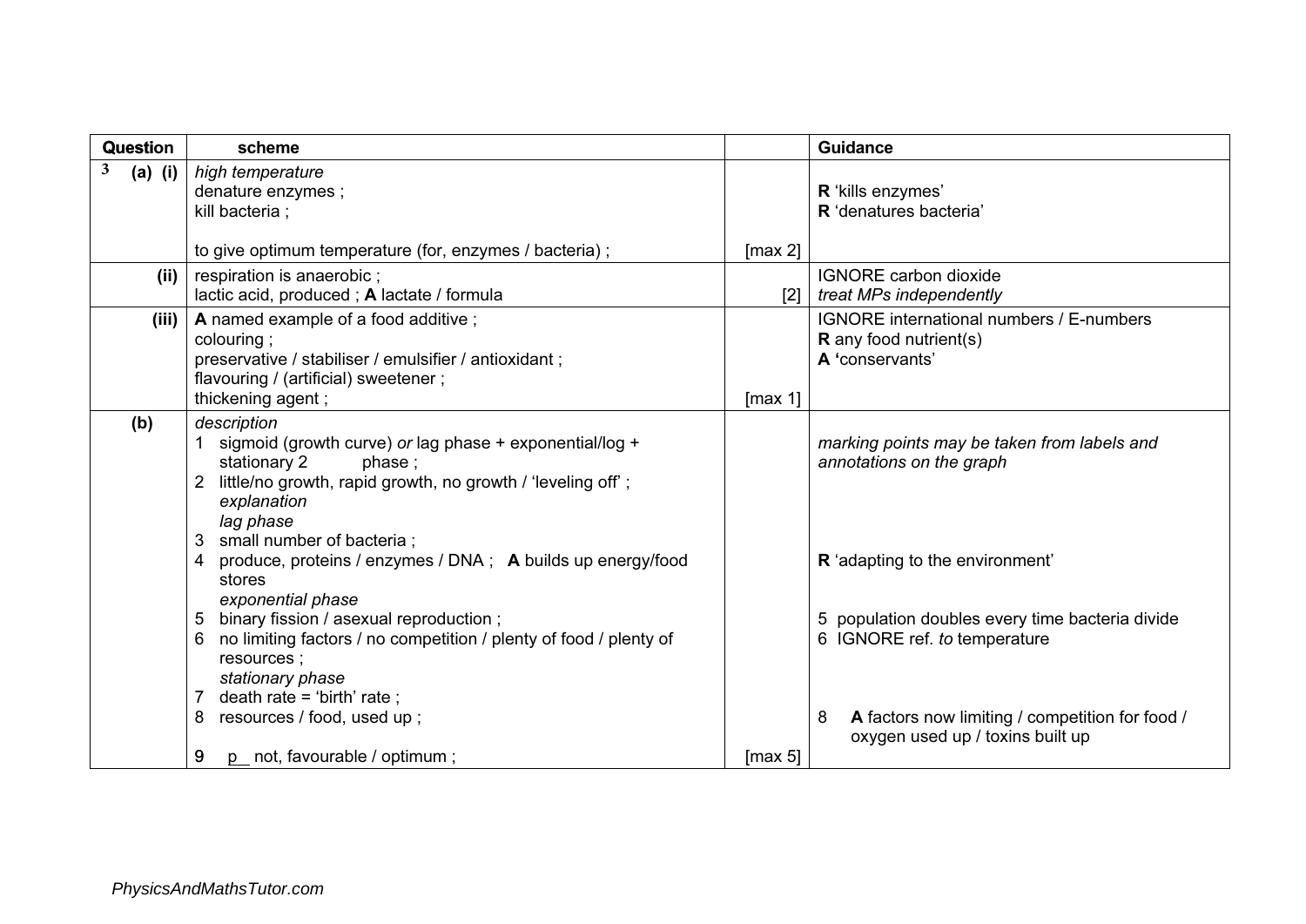| Question | scheme | | Guidance |
|---|---|---|---|
| 3 (a) (i) | *high temperature*<br>denature enzymes ;<br>kill bacteria ;<br><br>to give optimum temperature (for, enzymes / bacteria) ; | [max 2] | **R** 'kills enzymes'<br>**R** 'denatures bacteria' |
| (ii) | respiration is anaerobic ;<br>lactic acid, produced ; **A** lactate / formula | [2] | IGNORE carbon dioxide<br>*treat MPs independently* |
| (iii) | **A** named example of a food additive ;<br>colouring ;<br>preservative / stabiliser / emulsifier / antioxidant ;<br>flavouring / (artificial) sweetener ;<br>thickening agent ; | [max 1] | IGNORE international numbers / E-numbers<br>**R** any food nutrient(s)<br>**A** 'conservants' |
| (b) | *description*<br>1 sigmoid (growth curve) *or* lag phase + exponential/log + stationary 2 phase ;<br>2 little/no growth, rapid growth, no growth / 'leveling off' ;<br>*explanation*<br>*lag phase*<br>3 small number of bacteria ;<br>4 produce, proteins / enzymes / DNA ; **A** builds up energy/food stores<br>*exponential phase*<br>5 binary fission / asexual reproduction ;<br>6 no limiting factors / no competition / plenty of food / plenty of resources ;<br>*stationary phase*<br>7 death rate = 'birth' rate ;<br>8 resources / food, used up ;<br><br>9 p__ not, favourable / optimum ; | [max 5] | *marking points may be taken from labels and annotations on the graph*<br><br><br><br>**R** 'adapting to the environment'<br><br>5 population doubles every time bacteria divide<br>6 IGNORE ref. *to* temperature<br><br><br>8 **A** factors now limiting / competition for food / oxygen used up / toxins built up |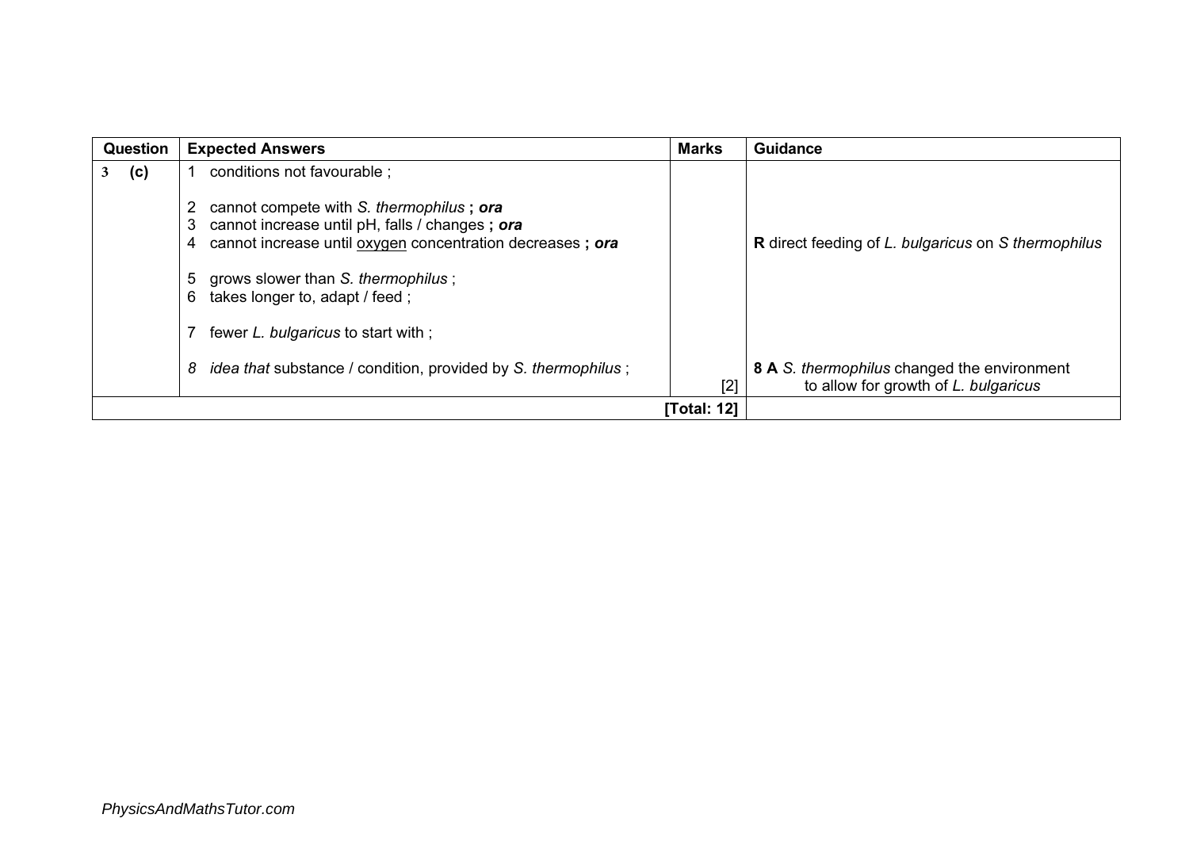| Question | Expected Answers | Marks | Guidance |
|---|---|---|---|
| 3 (c) | 1 conditions not favourable ;<br><br>2 cannot compete with *S. thermophilus* **; *ora***<br>3 cannot increase until pH, falls / changes **; *ora***<br>4 cannot increase until <u>oxygen</u> concentration decreases **; *ora***<br><br>5 grows slower than *S. thermophilus* ;<br>6 takes longer to, adapt / feed ;<br><br>7 fewer *L. bulgaricus* to start with ;<br><br>*8 idea that* substance / condition, provided by *S. thermophilus* ; | [2] | **R** direct feeding of *L. bulgaricus* on *S thermophilus*<br><br>**8 A** *S. thermophilus* changed the environment to allow for growth of *L. bulgaricus* |
| | | **[Total: 12]** | |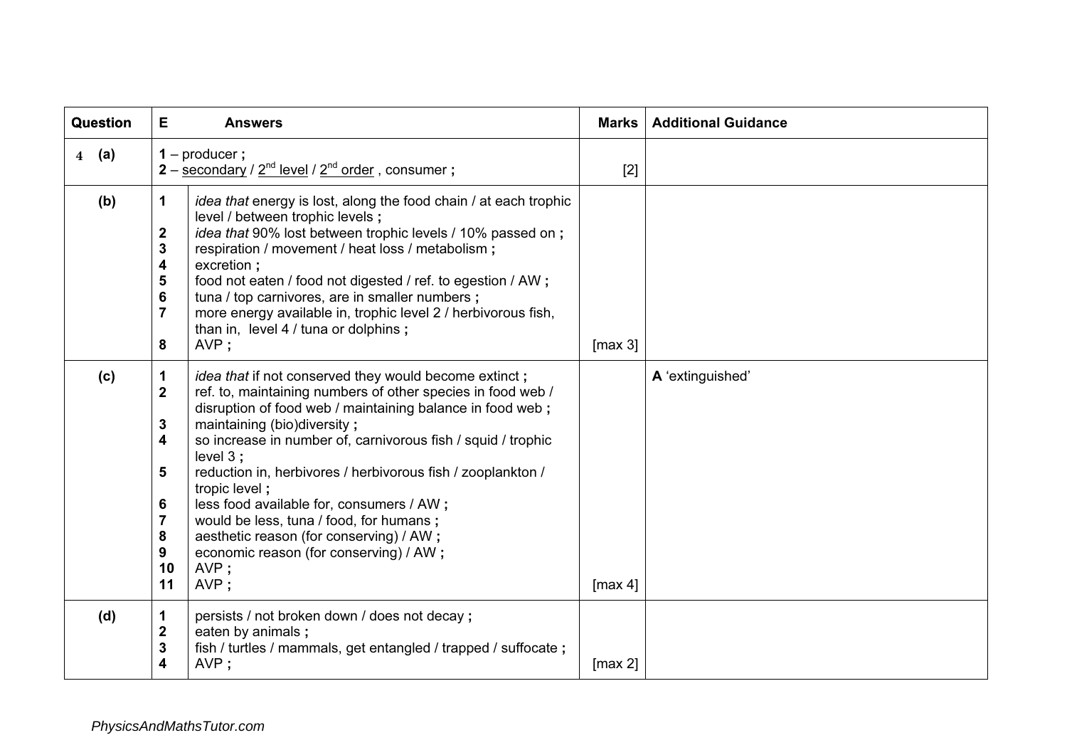| Question | E | Answers | Marks | Additional Guidance |
|---|---|---|---|---|
| 4 (a) | | **1** – producer **;**<br>**2** – secondary / 2nd level / 2nd order , consumer **;** | [2] | |
| (b) | **1**<br><br>**2**<br>**3**<br>**4**<br>**5**<br>**6**<br>**7**<br><br>**8** | *idea that* energy is lost, along the food chain / at each trophic level / between trophic levels **;**<br>*idea that* 90% lost between trophic levels / 10% passed on **;**<br>respiration / movement / heat loss / metabolism **;**<br>excretion **;**<br>food not eaten / food not digested / ref. to egestion / AW **;**<br>tuna / top carnivores, are in smaller numbers **;**<br>more energy available in, trophic level 2 / herbivorous fish, than in, level 4 / tuna or dolphins **;**<br>AVP **;** | [max 3] | |
| (c) | **1**<br>**2**<br><br>**3**<br>**4**<br><br>**5**<br><br>**6**<br>**7**<br>**8**<br>**9**<br>**10**<br>**11** | *idea that* if not conserved they would become extinct **;**<br>ref. to, maintaining numbers of other species in food web / disruption of food web / maintaining balance in food web **;**<br>maintaining (bio)diversity **;**<br>so increase in number of, carnivorous fish / squid / trophic level 3 **;**<br>reduction in, herbivores / herbivorous fish / zooplankton / tropic level **;**<br>less food available for, consumers / AW **;**<br>would be less, tuna / food, for humans **;**<br>aesthetic reason (for conserving) / AW **;**<br>economic reason (for conserving) / AW **;**<br>AVP **;**<br>AVP **;** | [max 4] | **A** 'extinguished' |
| (d) | **1**<br>**2**<br>**3**<br>**4** | persists / not broken down / does not decay **;**<br>eaten by animals **;**<br>fish / turtles / mammals, get entangled / trapped / suffocate **;**<br>AVP **;** | [max 2] | |